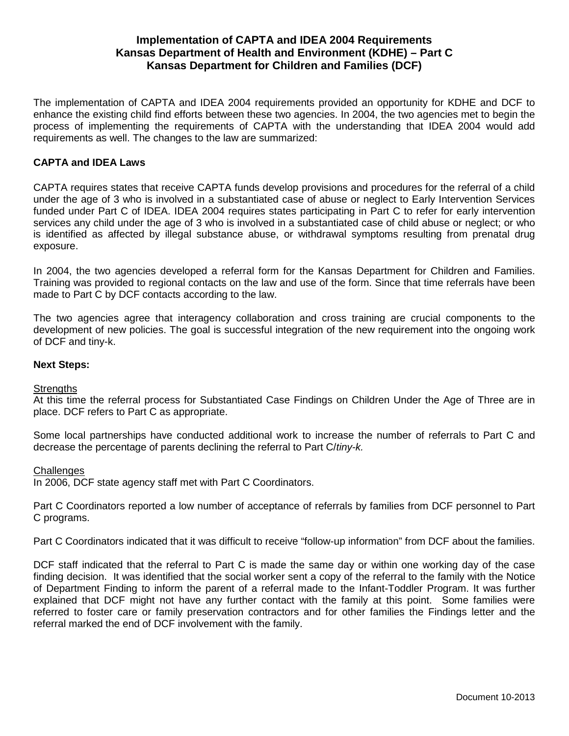# Implementation of CAPTA and IDEA 2004 Requirements
# Kansas Department of Health and Environment (KDHE) – Part C
# Kansas Department for Children and Families (DCF)

The implementation of CAPTA and IDEA 2004 requirements provided an opportunity for KDHE and DCF to enhance the existing child find efforts between these two agencies. In 2004, the two agencies met to begin the process of implementing the requirements of CAPTA with the understanding that IDEA 2004 would add requirements as well. The changes to the law are summarized:

**CAPTA and IDEA Laws**

CAPTA requires states that receive CAPTA funds develop provisions and procedures for the referral of a child under the age of 3 who is involved in a substantiated case of abuse or neglect to Early Intervention Services funded under Part C of IDEA. IDEA 2004 requires states participating in Part C to refer for early intervention services any child under the age of 3 who is involved in a substantiated case of child abuse or neglect; or who is identified as affected by illegal substance abuse, or withdrawal symptoms resulting from prenatal drug exposure.

In 2004, the two agencies developed a referral form for the Kansas Department for Children and Families. Training was provided to regional contacts on the law and use of the form. Since that time referrals have been made to Part C by DCF contacts according to the law.

The two agencies agree that interagency collaboration and cross training are crucial components to the development of new policies. The goal is successful integration of the new requirement into the ongoing work of DCF and tiny-k.

**Next Steps:**

Strengths

At this time the referral process for Substantiated Case Findings on Children Under the Age of Three are in place. DCF refers to Part C as appropriate.

Some local partnerships have conducted additional work to increase the number of referrals to Part C and decrease the percentage of parents declining the referral to Part C/*tiny-k.*

Challenges

In 2006, DCF state agency staff met with Part C Coordinators.

Part C Coordinators reported a low number of acceptance of referrals by families from DCF personnel to Part C programs.

Part C Coordinators indicated that it was difficult to receive "follow-up information" from DCF about the families.

DCF staff indicated that the referral to Part C is made the same day or within one working day of the case finding decision. It was identified that the social worker sent a copy of the referral to the family with the Notice of Department Finding to inform the parent of a referral made to the Infant-Toddler Program. It was further explained that DCF might not have any further contact with the family at this point. Some families were referred to foster care or family preservation contractors and for other families the Findings letter and the referral marked the end of DCF involvement with the family.

Document 10-2013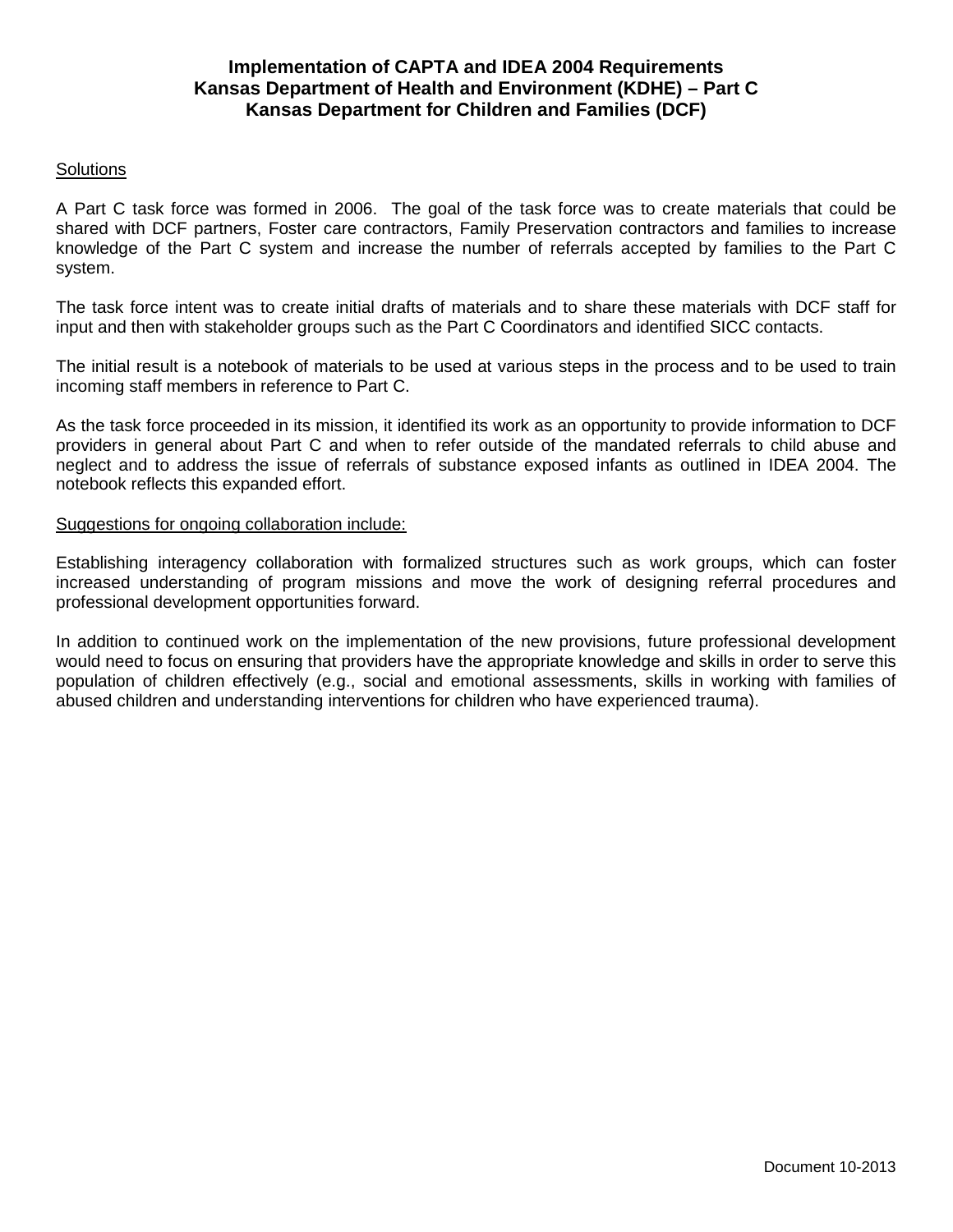**Implementation of CAPTA and IDEA 2004 Requirements**
**Kansas Department of Health and Environment (KDHE) – Part C**
**Kansas Department for Children and Families (DCF)**

Solutions

A Part C task force was formed in 2006. The goal of the task force was to create materials that could be shared with DCF partners, Foster care contractors, Family Preservation contractors and families to increase knowledge of the Part C system and increase the number of referrals accepted by families to the Part C system.

The task force intent was to create initial drafts of materials and to share these materials with DCF staff for input and then with stakeholder groups such as the Part C Coordinators and identified SICC contacts.

The initial result is a notebook of materials to be used at various steps in the process and to be used to train incoming staff members in reference to Part C.

As the task force proceeded in its mission, it identified its work as an opportunity to provide information to DCF providers in general about Part C and when to refer outside of the mandated referrals to child abuse and neglect and to address the issue of referrals of substance exposed infants as outlined in IDEA 2004. The notebook reflects this expanded effort.

Suggestions for ongoing collaboration include:

Establishing interagency collaboration with formalized structures such as work groups, which can foster increased understanding of program missions and move the work of designing referral procedures and professional development opportunities forward.

In addition to continued work on the implementation of the new provisions, future professional development would need to focus on ensuring that providers have the appropriate knowledge and skills in order to serve this population of children effectively (e.g., social and emotional assessments, skills in working with families of abused children and understanding interventions for children who have experienced trauma).

Document 10-2013